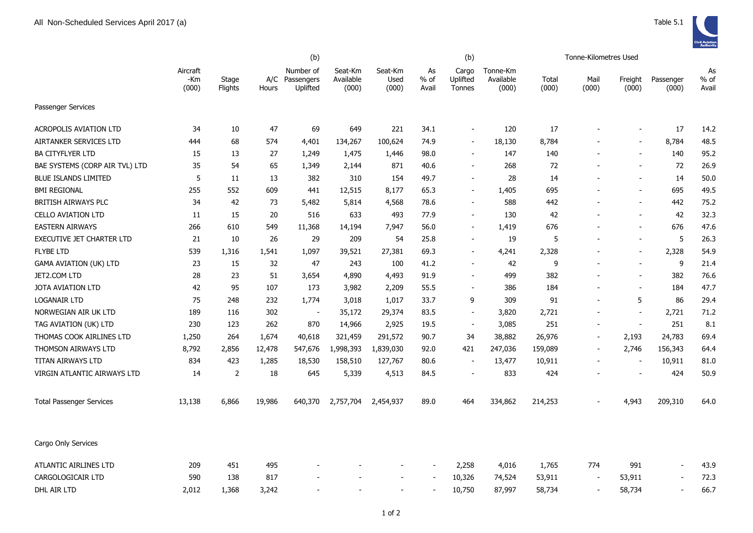All Non-Scheduled Services April 2017 (a)

Table 5.1

| | Aircraft -Km (000) | Stage Flights | A/C Hours | (b) Number of Passengers Uplifted | Seat-Km Available (000) | Seat-Km Used (000) | As % of Avail | (b) Cargo Uplifted Tonnes | Tonne-Km Available (000) | Tonne-Kilometres Used Total (000) | Mail (000) | Freight (000) | Passenger (000) | As % of Avail |
|---|---|---|---|---|---|---|---|---|---|---|---|---|---|---|
| **Passenger Services** | | | | | | | | | | | | | | |
| ACROPOLIS AVIATION LTD | 34 | 10 | 47 | 69 | 649 | 221 | 34.1 | - | 120 | 17 | - | - | 17 | 14.2 |
| AIRTANKER SERVICES LTD | 444 | 68 | 574 | 4,401 | 134,267 | 100,624 | 74.9 | - | 18,130 | 8,784 | - | - | 8,784 | 48.5 |
| BA CITYFLYER LTD | 15 | 13 | 27 | 1,249 | 1,475 | 1,446 | 98.0 | - | 147 | 140 | - | - | 140 | 95.2 |
| BAE SYSTEMS (CORP AIR TVL) LTD | 35 | 54 | 65 | 1,349 | 2,144 | 871 | 40.6 | - | 268 | 72 | - | - | 72 | 26.9 |
| BLUE ISLANDS LIMITED | 5 | 11 | 13 | 382 | 310 | 154 | 49.7 | - | 28 | 14 | - | - | 14 | 50.0 |
| BMI REGIONAL | 255 | 552 | 609 | 441 | 12,515 | 8,177 | 65.3 | - | 1,405 | 695 | - | - | 695 | 49.5 |
| BRITISH AIRWAYS PLC | 34 | 42 | 73 | 5,482 | 5,814 | 4,568 | 78.6 | - | 588 | 442 | - | - | 442 | 75.2 |
| CELLO AVIATION LTD | 11 | 15 | 20 | 516 | 633 | 493 | 77.9 | - | 130 | 42 | - | - | 42 | 32.3 |
| EASTERN AIRWAYS | 266 | 610 | 549 | 11,368 | 14,194 | 7,947 | 56.0 | - | 1,419 | 676 | - | - | 676 | 47.6 |
| EXECUTIVE JET CHARTER LTD | 21 | 10 | 26 | 29 | 209 | 54 | 25.8 | - | 19 | 5 | - | - | 5 | 26.3 |
| FLYBE LTD | 539 | 1,316 | 1,541 | 1,097 | 39,521 | 27,381 | 69.3 | - | 4,241 | 2,328 | - | - | 2,328 | 54.9 |
| GAMA AVIATION (UK) LTD | 23 | 15 | 32 | 47 | 243 | 100 | 41.2 | - | 42 | 9 | - | - | 9 | 21.4 |
| JET2.COM LTD | 28 | 23 | 51 | 3,654 | 4,890 | 4,493 | 91.9 | - | 499 | 382 | - | - | 382 | 76.6 |
| JOTA AVIATION LTD | 42 | 95 | 107 | 173 | 3,982 | 2,209 | 55.5 | - | 386 | 184 | - | - | 184 | 47.7 |
| LOGANAIR LTD | 75 | 248 | 232 | 1,774 | 3,018 | 1,017 | 33.7 | 9 | 309 | 91 | - | 5 | 86 | 29.4 |
| NORWEGIAN AIR UK LTD | 189 | 116 | 302 | - | 35,172 | 29,374 | 83.5 | - | 3,820 | 2,721 | - | - | 2,721 | 71.2 |
| TAG AVIATION (UK) LTD | 230 | 123 | 262 | 870 | 14,966 | 2,925 | 19.5 | - | 3,085 | 251 | - | - | 251 | 8.1 |
| THOMAS COOK AIRLINES LTD | 1,250 | 264 | 1,674 | 40,618 | 321,459 | 291,572 | 90.7 | 34 | 38,882 | 26,976 | - | 2,193 | 24,783 | 69.4 |
| THOMSON AIRWAYS LTD | 8,792 | 2,856 | 12,478 | 547,676 | 1,998,393 | 1,839,030 | 92.0 | 421 | 247,036 | 159,089 | - | 2,746 | 156,343 | 64.4 |
| TITAN AIRWAYS LTD | 834 | 423 | 1,285 | 18,530 | 158,510 | 127,767 | 80.6 | - | 13,477 | 10,911 | - | - | 10,911 | 81.0 |
| VIRGIN ATLANTIC AIRWAYS LTD | 14 | 2 | 18 | 645 | 5,339 | 4,513 | 84.5 | - | 833 | 424 | - | - | 424 | 50.9 |
| Total Passenger Services | 13,138 | 6,866 | 19,986 | 640,370 | 2,757,704 | 2,454,937 | 89.0 | 464 | 334,862 | 214,253 | - | 4,943 | 209,310 | 64.0 |
| **Cargo Only Services** | | | | | | | | | | | | | | |
| ATLANTIC AIRLINES LTD | 209 | 451 | 495 | - | - | - | - | 2,258 | 4,016 | 1,765 | 774 | 991 | - | 43.9 |
| CARGOLOGICAIR LTD | 590 | 138 | 817 | - | - | - | - | 10,326 | 74,524 | 53,911 | - | 53,911 | - | 72.3 |
| DHL AIR LTD | 2,012 | 1,368 | 3,242 | - | - | - | - | 10,750 | 87,997 | 58,734 | - | 58,734 | - | 66.7 |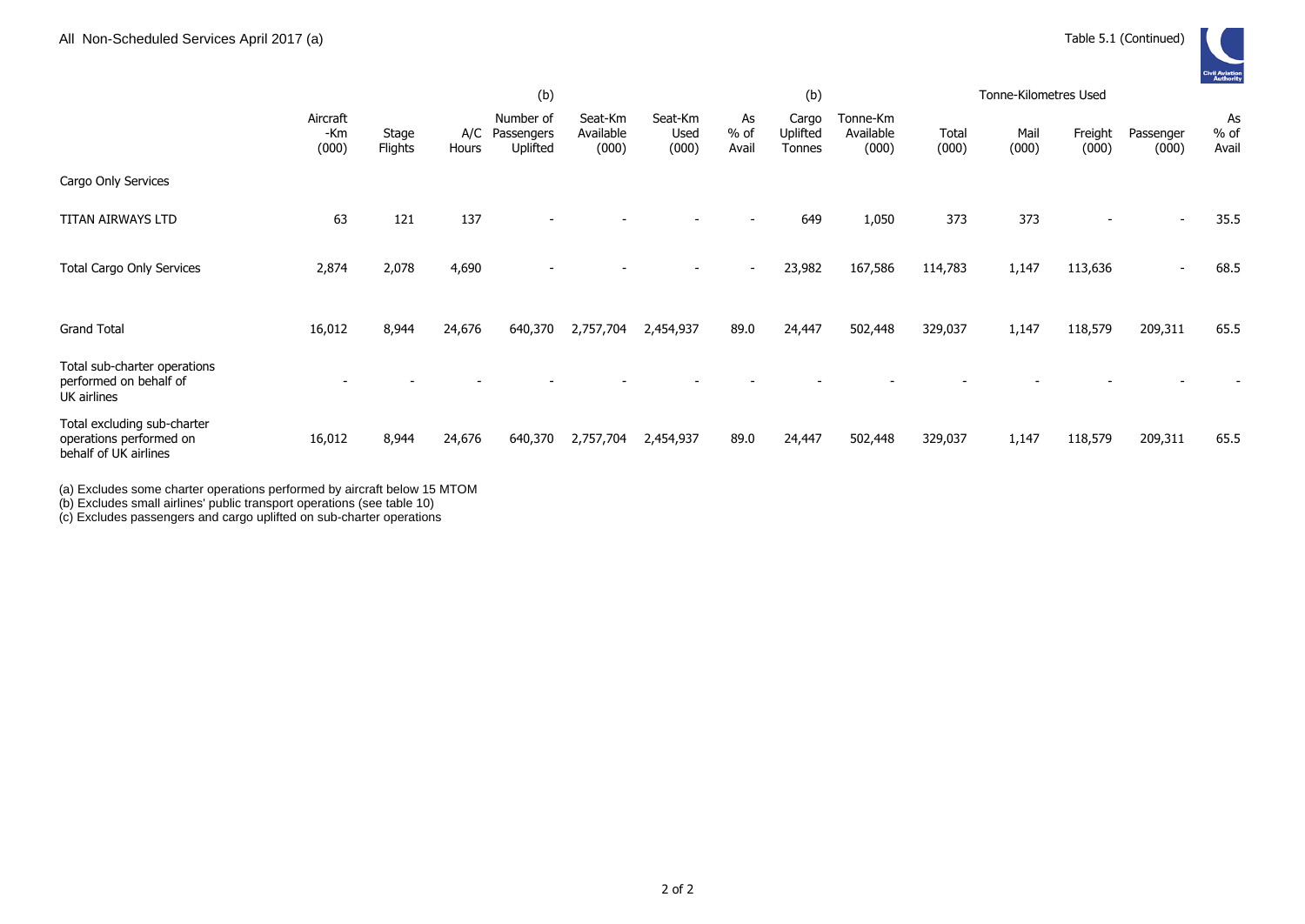All Non-Scheduled Services April 2017 (a)

Table 5.1 (Continued)

| | Aircraft -Km (000) | Stage Flights | A/C Hours | (b) Number of Passengers Uplifted | Seat-Km Available (000) | Seat-Km Used (000) | As % of Avail | (b) Cargo Uplifted Tonnes | Tonne-Km Available (000) | Tonne-Kilometres Used Total (000) | Mail (000) | Freight (000) | Passenger (000) | As % of Avail |
|---|---|---|---|---|---|---|---|---|---|---|---|---|---|---|
| Cargo Only Services | | | | | | | | | | | | | | |
| TITAN AIRWAYS LTD | 63 | 121 | 137 | - | - | - | - | 649 | 1,050 | 373 | 373 | - | - | 35.5 |
| Total Cargo Only Services | 2,874 | 2,078 | 4,690 | - | - | - | - | 23,982 | 167,586 | 114,783 | 1,147 | 113,636 | - | 68.5 |
| Grand Total | 16,012 | 8,944 | 24,676 | 640,370 | 2,757,704 | 2,454,937 | 89.0 | 24,447 | 502,448 | 329,037 | 1,147 | 118,579 | 209,311 | 65.5 |
| Total sub-charter operations performed on behalf of UK airlines | - | - | - | - | - | - | - | - | - | - | - | - | - | - |
| Total excluding sub-charter operations performed on behalf of UK airlines | 16,012 | 8,944 | 24,676 | 640,370 | 2,757,704 | 2,454,937 | 89.0 | 24,447 | 502,448 | 329,037 | 1,147 | 118,579 | 209,311 | 65.5 |

(a) Excludes some charter operations performed by aircraft below 15 MTOM
(b) Excludes small airlines' public transport operations (see table 10)
(c) Excludes passengers and cargo uplifted on sub-charter operations